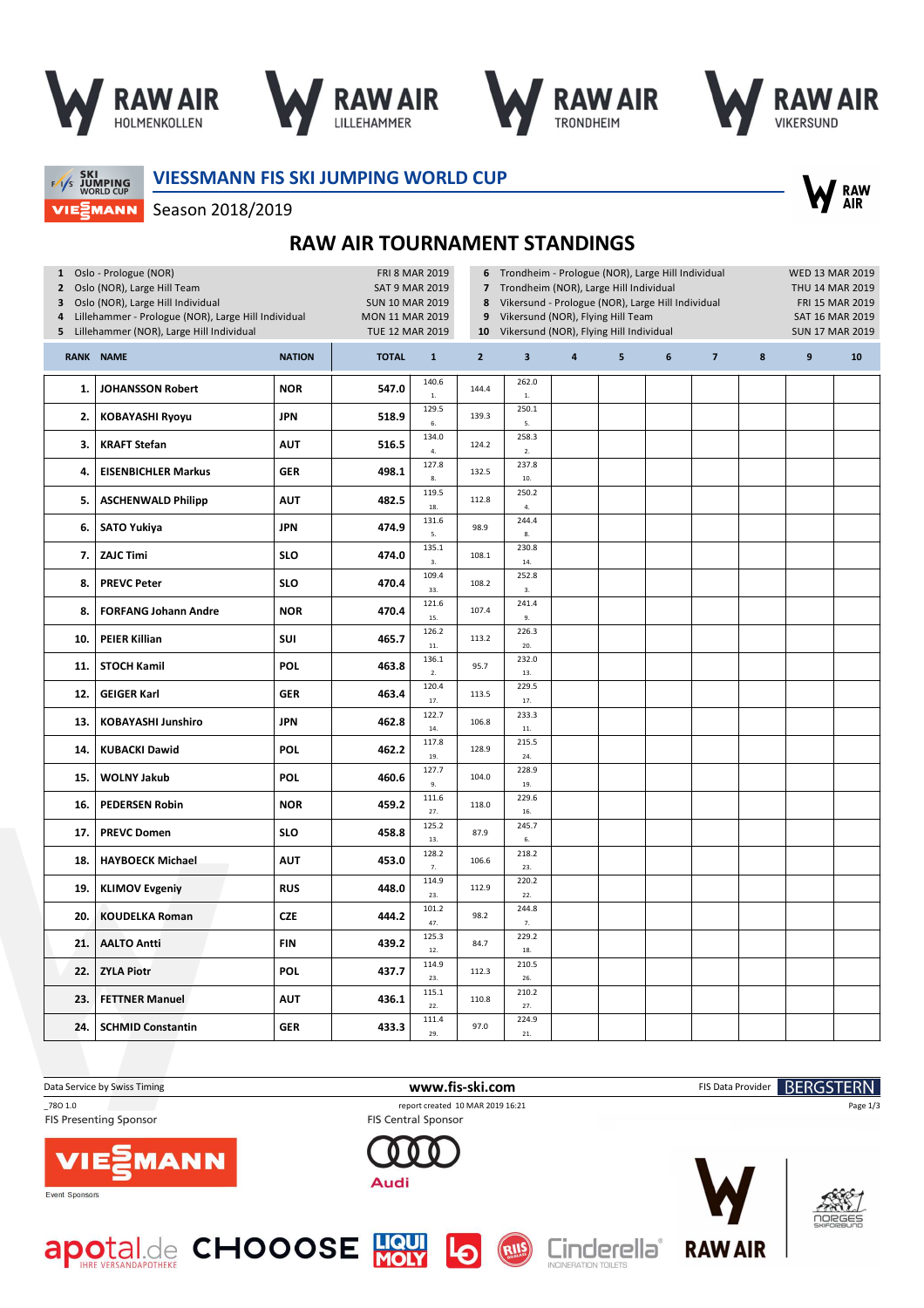# VIESSMANN FIS SKI JUMPING WORLD CUP

Season 2018/2019

## RAW AIR TOURNAMENT STANDINGS

| | | |
|---|---|---|
| 1 | Oslo - Prologue (NOR) | FRI 8 MAR 2019 |
| 2 | Oslo (NOR), Large Hill Team | SAT 9 MAR 2019 |
| 3 | Oslo (NOR), Large Hill Individual | SUN 10 MAR 2019 |
| 4 | Lillehammer - Prologue (NOR), Large Hill Individual | MON 11 MAR 2019 |
| 5 | Lillehammer (NOR), Large Hill Individual | TUE 12 MAR 2019 |
| 6 | Trondheim - Prologue (NOR), Large Hill Individual | WED 13 MAR 2019 |
| 7 | Trondheim (NOR), Large Hill Individual | THU 14 MAR 2019 |
| 8 | Vikersund - Prologue (NOR), Large Hill Individual | FRI 15 MAR 2019 |
| 9 | Vikersund (NOR), Flying Hill Team | SAT 16 MAR 2019 |
| 10 | Vikersund (NOR), Flying Hill Individual | SUN 17 MAR 2019 |

| RANK | NAME | NATION | TOTAL | 1 | 2 | 3 | 4 | 5 | 6 | 7 | 8 | 9 | 10 |
|---|---|---|---|---|---|---|---|---|---|---|---|---|---|
| 1. | JOHANSSON Robert | NOR | 547.0 | 140.6 1. | 144.4 | 262.0 1. | | | | | | | |
| 2. | KOBAYASHI Ryoyu | JPN | 518.9 | 129.5 6. | 139.3 | 250.1 5. | | | | | | | |
| 3. | KRAFT Stefan | AUT | 516.5 | 134.0 4. | 124.2 | 258.3 2. | | | | | | | |
| 4. | EISENBICHLER Markus | GER | 498.1 | 127.8 8. | 132.5 | 237.8 10. | | | | | | | |
| 5. | ASCHENWALD Philipp | AUT | 482.5 | 119.5 18. | 112.8 | 250.2 4. | | | | | | | |
| 6. | SATO Yukiya | JPN | 474.9 | 131.6 5. | 98.9 | 244.4 8. | | | | | | | |
| 7. | ZAJC Timi | SLO | 474.0 | 135.1 3. | 108.1 | 230.8 14. | | | | | | | |
| 8. | PREVC Peter | SLO | 470.4 | 109.4 33. | 108.2 | 252.8 3. | | | | | | | |
| 8. | FORFANG Johann Andre | NOR | 470.4 | 121.6 15. | 107.4 | 241.4 9. | | | | | | | |
| 10. | PEIER Killian | SUI | 465.7 | 126.2 11. | 113.2 | 226.3 20. | | | | | | | |
| 11. | STOCH Kamil | POL | 463.8 | 136.1 2. | 95.7 | 232.0 13. | | | | | | | |
| 12. | GEIGER Karl | GER | 463.4 | 120.4 17. | 113.5 | 229.5 17. | | | | | | | |
| 13. | KOBAYASHI Junshiro | JPN | 462.8 | 122.7 14. | 106.8 | 233.3 11. | | | | | | | |
| 14. | KUBACKI Dawid | POL | 462.2 | 117.8 19. | 128.9 | 215.5 24. | | | | | | | |
| 15. | WOLNY Jakub | POL | 460.6 | 127.7 9. | 104.0 | 228.9 19. | | | | | | | |
| 16. | PEDERSEN Robin | NOR | 459.2 | 111.6 27. | 118.0 | 229.6 16. | | | | | | | |
| 17. | PREVC Domen | SLO | 458.8 | 125.2 13. | 87.9 | 245.7 6. | | | | | | | |
| 18. | HAYBOECK Michael | AUT | 453.0 | 128.2 7. | 106.6 | 218.2 23. | | | | | | | |
| 19. | KLIMOV Evgeniy | RUS | 448.0 | 114.9 23. | 112.9 | 220.2 22. | | | | | | | |
| 20. | KOUDELKA Roman | CZE | 444.2 | 101.2 47. | 98.2 | 244.8 7. | | | | | | | |
| 21. | AALTO Antti | FIN | 439.2 | 125.3 12. | 84.7 | 229.2 18. | | | | | | | |
| 22. | ZYLA Piotr | POL | 437.7 | 114.9 23. | 112.3 | 210.5 26. | | | | | | | |
| 23. | FETTNER Manuel | AUT | 436.1 | 115.1 22. | 110.8 | 210.2 27. | | | | | | | |
| 24. | SCHMID Constantin | GER | 433.3 | 111.4 29. | 97.0 | 224.9 21. | | | | | | | |

Data Service by Swiss Timing | www.fis-ski.com | FIS Data Provider BERGSTERN

_78O 1.0 | report created 10 MAR 2019 16:21

FIS Presenting Sponsor: VIESSMANN | FIS Central Sponsor: Audi

Event Sponsors: apotal.de, CHOOOSE, LIQUI MOLY, Cinderella, RAW AIR, NORGES SKIFORBUND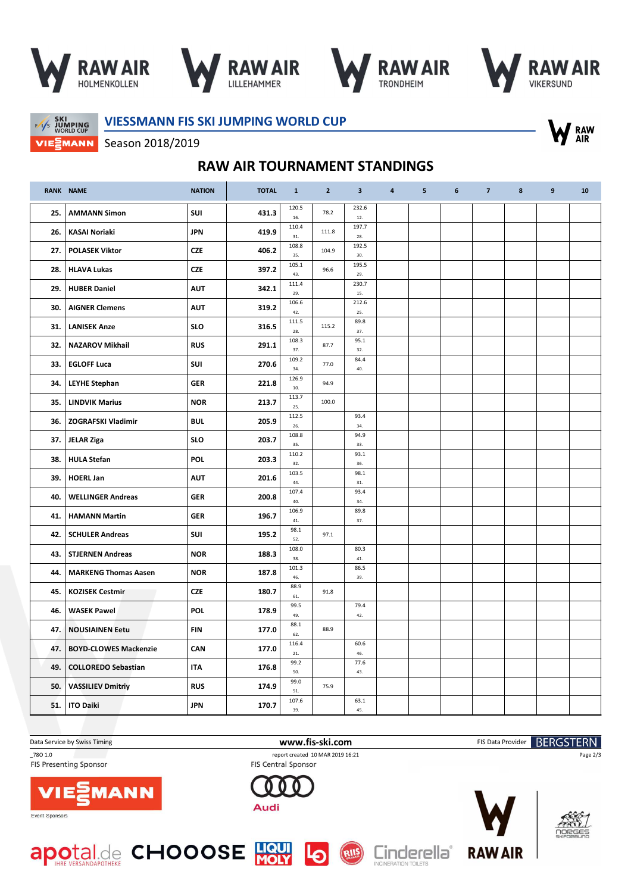# VIESSMANN FIS SKI JUMPING WORLD CUP

Season 2018/2019

## RAW AIR TOURNAMENT STANDINGS

| RANK | NAME | NATION | TOTAL | 1 | 2 | 3 | 4 | 5 | 6 | 7 | 8 | 9 | 10 |
|---|---|---|---|---|---|---|---|---|---|---|---|---|---|
| 25. | AMMANN Simon | SUI | 431.3 | 120.5 16. | 78.2 | 232.6 12. | | | | | | | |
| 26. | KASAI Noriaki | JPN | 419.9 | 110.4 31. | 111.8 | 197.7 28. | | | | | | | |
| 27. | POLASEK Viktor | CZE | 406.2 | 108.8 35. | 104.9 | 192.5 30. | | | | | | | |
| 28. | HLAVA Lukas | CZE | 397.2 | 105.1 43. | 96.6 | 195.5 29. | | | | | | | |
| 29. | HUBER Daniel | AUT | 342.1 | 111.4 29. | | 230.7 15. | | | | | | | |
| 30. | AIGNER Clemens | AUT | 319.2 | 106.6 42. | | 212.6 25. | | | | | | | |
| 31. | LANISEK Anze | SLO | 316.5 | 111.5 28. | 115.2 | 89.8 37. | | | | | | | |
| 32. | NAZAROV Mikhail | RUS | 291.1 | 108.3 37. | 87.7 | 95.1 32. | | | | | | | |
| 33. | EGLOFF Luca | SUI | 270.6 | 109.2 34. | 77.0 | 84.4 40. | | | | | | | |
| 34. | LEYHE Stephan | GER | 221.8 | 126.9 10. | 94.9 | | | | | | | | |
| 35. | LINDVIK Marius | NOR | 213.7 | 113.7 25. | 100.0 | | | | | | | | |
| 36. | ZOGRAFSKI Vladimir | BUL | 205.9 | 112.5 26. | | 93.4 34. | | | | | | | |
| 37. | JELAR Ziga | SLO | 203.7 | 108.8 35. | | 94.9 33. | | | | | | | |
| 38. | HULA Stefan | POL | 203.3 | 110.2 32. | | 93.1 36. | | | | | | | |
| 39. | HOERL Jan | AUT | 201.6 | 103.5 44. | | 98.1 31. | | | | | | | |
| 40. | WELLINGER Andreas | GER | 200.8 | 107.4 40. | | 93.4 34. | | | | | | | |
| 41. | HAMANN Martin | GER | 196.7 | 106.9 41. | | 89.8 37. | | | | | | | |
| 42. | SCHULER Andreas | SUI | 195.2 | 98.1 52. | 97.1 | | | | | | | | |
| 43. | STJERNEN Andreas | NOR | 188.3 | 108.0 38. | | 80.3 41. | | | | | | | |
| 44. | MARKENG Thomas Aasen | NOR | 187.8 | 101.3 46. | | 86.5 39. | | | | | | | |
| 45. | KOZISEK Cestmir | CZE | 180.7 | 88.9 61. | 91.8 | | | | | | | | |
| 46. | WASEK Pawel | POL | 178.9 | 99.5 49. | | 79.4 42. | | | | | | | |
| 47. | NOUSIAINEN Eetu | FIN | 177.0 | 88.1 62. | 88.9 | | | | | | | | |
| 47. | BOYD-CLOWES Mackenzie | CAN | 177.0 | 116.4 21. | | 60.6 46. | | | | | | | |
| 49. | COLLOREDO Sebastian | ITA | 176.8 | 99.2 50. | | 77.6 43. | | | | | | | |
| 50. | VASSILIEV Dmitriy | RUS | 174.9 | 99.0 51. | 75.9 | | | | | | | | |
| 51. | ITO Daiki | JPN | 170.7 | 107.6 39. | | 63.1 45. | | | | | | | |

Data Service by Swiss Timing — www.fis-ski.com — FIS Data Provider BERGSTERN

_78O 1.0 — report created 10 MAR 2019 16:21

FIS Presenting Sponsor: VIESSMANN — FIS Central Sponsor: Audi

Event Sponsors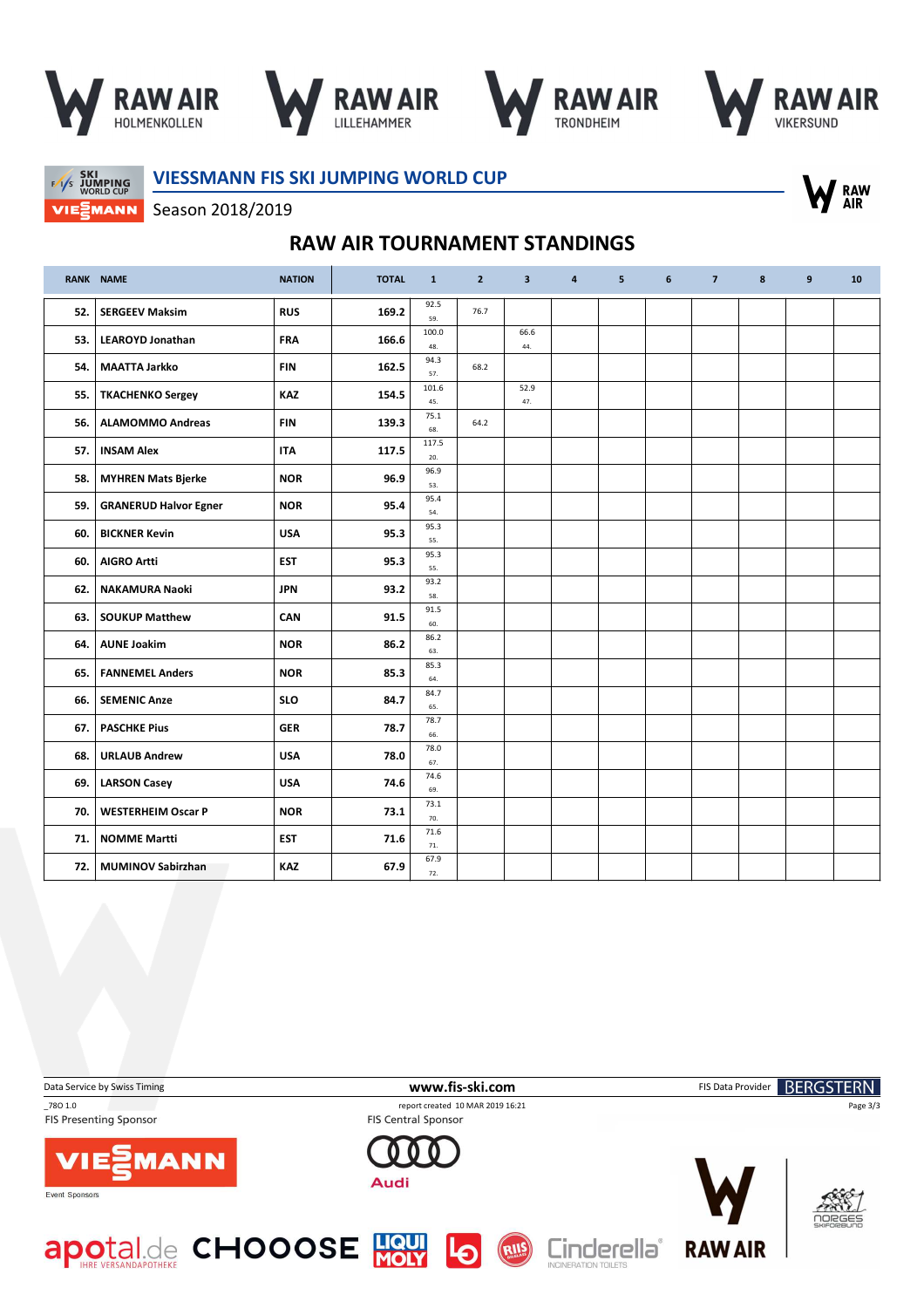# VIESSMANN FIS SKI JUMPING WORLD CUP

Season 2018/2019

## RAW AIR TOURNAMENT STANDINGS

| RANK | NAME | NATION | TOTAL | 1 | 2 | 3 | 4 | 5 | 6 | 7 | 8 | 9 | 10 |
|---|---|---|---|---|---|---|---|---|---|---|---|---|---|
| 52. | SERGEEV Maksim | RUS | 169.2 | 92.5 59. | 76.7 | | | | | | | | |
| 53. | LEAROYD Jonathan | FRA | 166.6 | 100.0 48. | | 66.6 44. | | | | | | | |
| 54. | MAATTA Jarkko | FIN | 162.5 | 94.3 57. | 68.2 | | | | | | | | |
| 55. | TKACHENKO Sergey | KAZ | 154.5 | 101.6 45. | | 52.9 47. | | | | | | | |
| 56. | ALAMOMMO Andreas | FIN | 139.3 | 75.1 68. | 64.2 | | | | | | | | |
| 57. | INSAM Alex | ITA | 117.5 | 117.5 20. | | | | | | | | | |
| 58. | MYHREN Mats Bjerke | NOR | 96.9 | 96.9 53. | | | | | | | | | |
| 59. | GRANERUD Halvor Egner | NOR | 95.4 | 95.4 54. | | | | | | | | | |
| 60. | BICKNER Kevin | USA | 95.3 | 95.3 55. | | | | | | | | | |
| 60. | AIGRO Artti | EST | 95.3 | 95.3 55. | | | | | | | | | |
| 62. | NAKAMURA Naoki | JPN | 93.2 | 93.2 58. | | | | | | | | | |
| 63. | SOUKUP Matthew | CAN | 91.5 | 91.5 60. | | | | | | | | | |
| 64. | AUNE Joakim | NOR | 86.2 | 86.2 63. | | | | | | | | | |
| 65. | FANNEMEL Anders | NOR | 85.3 | 85.3 64. | | | | | | | | | |
| 66. | SEMENIC Anze | SLO | 84.7 | 84.7 65. | | | | | | | | | |
| 67. | PASCHKE Pius | GER | 78.7 | 78.7 66. | | | | | | | | | |
| 68. | URLAUB Andrew | USA | 78.0 | 78.0 67. | | | | | | | | | |
| 69. | LARSON Casey | USA | 74.6 | 74.6 69. | | | | | | | | | |
| 70. | WESTERHEIM Oscar P | NOR | 73.1 | 73.1 70. | | | | | | | | | |
| 71. | NOMME Martti | EST | 71.6 | 71.6 71. | | | | | | | | | |
| 72. | MUMINOV Sabirzhan | KAZ | 67.9 | 67.9 72. | | | | | | | | | |

Data Service by Swiss Timing | www.fis-ski.com | FIS Data Provider BERGSTERN

_78O 1.0 | report created 10 MAR 2019 16:21

FIS Presenting Sponsor: VIESSMANN

FIS Central Sponsor: Audi

Event Sponsors